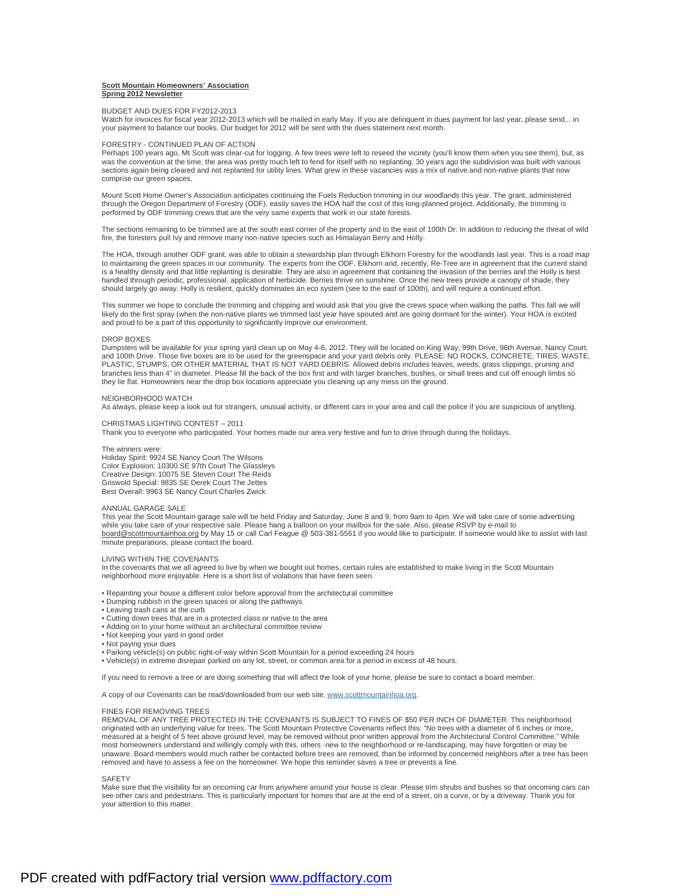**Scott Mountain Homeowners' Association**
**Spring 2012 Newsletter**

BUDGET AND DUES FOR FY2012-2013

Watch for invoices for fiscal year 2012-2013 which will be mailed in early May. If you are delinquent in dues payment for last year, please send... in your payment to balance our books. Our budget for 2012 will be sent with the dues statement next month.

FORESTRY - CONTINUED PLAN OF ACTION

Perhaps 100 years ago, Mt Scott was clear-cut for logging. A few trees were left to reseed the vicinity (you'll know them when you see them), but, as was the convention at the time, the area was pretty much left to fend for itself with no replanting. 30 years ago the subdivision was built with various sections again being cleared and not replanted for utility lines. What grew in these vacancies was a mix of native and non-native plants that now comprise our green spaces.

Mount Scott Home Owner's Association anticipates continuing the Fuels Reduction trimming in our woodlands this year. The grant, administered through the Oregon Department of Forestry (ODF), easily saves the HOA half the cost of this long-planned project. Additionally, the trimming is performed by ODF trimming crews that are the very same experts that work in our state forests.

The sections remaining to be trimmed are at the south east corner of the property and to the east of 100th Dr. In addition to reducing the threat of wild fire, the foresters pull Ivy and remove many non-native species such as Himalayan Berry and Holly.

The HOA, through another ODF grant, was able to obtain a stewardship plan through Elkhorn Forestry for the woodlands last year. This is a road map to maintaining the green spaces in our community. The experts from the ODF, Elkhorn and, recently, Re-Tree are in agreement that the current stand is a healthy density and that little replanting is desirable. They are also in agreement that containing the invasion of the berries and the Holly is best handled through periodic, professional. application of herbicide. Berries thrive on sunshine. Once the new trees provide a canopy of shade, they should largely go away. Holly is resilient, quickly dominates an eco system (see to the east of 100th), and will require a continued effort.

This summer we hope to conclude the trimming and chipping and would ask that you give the crews space when walking the paths. This fall we will likely do the first spray (when the non-native plants we trimmed last year have spouted and are going dormant for the winter). Your HOA is excited and proud to be a part of this opportunity to significantly improve our environment.

DROP BOXES

Dumpsters will be available for your spring yard clean up on May 4-6, 2012. They will be located on King Way, 99th Drive, 96th Avenue, Nancy Court, and 100th Drive. Those five boxes are to be used for the greenspace and your yard debris only. PLEASE: NO ROCKS, CONCRETE, TIRES, WASTE, PLASTIC, STUMPS, OR OTHER MATERIAL THAT IS NOT YARD DEBRIS. Allowed debris includes leaves, weeds, grass clippings, pruning and branches less than 4" in diameter. Please fill the back of the box first and with larger branches, bushes, or small trees and cut off enough limbs so they lie flat. Homeowners near the drop box locations appreciate you cleaning up any mess on the ground.

NEIGHBORHOOD WATCH

As always, please keep a look out for strangers, unusual activity, or different cars in your area and call the police if you are suspicious of anything.

CHRISTMAS LIGHTING CONTEST – 2011

Thank you to everyone who participated. Your homes made our area very festive and fun to drive through during the holidays.

The winners were:
Holiday Spirit: 9924 SE Nancy Court The Wilsons
Color Explosion: 10300 SE 97th Court The Glassleys
Creative Design: 10075 SE Steven Court The Reids
Griswold Special: 9835 SE Derek Court The Jettes
Best Overall: 9963 SE Nancy Court Charles Zwick

ANNUAL GARAGE SALE

This year the Scott Mountain garage sale will be held Friday and Saturday, June 8 and 9, from 9am to 4pm. We will take care of some advertising while you take care of your respective sale. Please hang a balloon on your mailbox for the sale. Also, please RSVP by e-mail to board@scottmountainhoa.org by May 15 or call Carl Feague @ 503-381-5561 if you would like to participate. If someone would like to assist with last minute preparations, please contact the board.

LIVING WITHIN THE COVENANTS

In the covenants that we all agreed to live by when we bought out homes, certain rules are established to make living in the Scott Mountain neighborhood more enjoyable. Here is a short list of violations that have been seen.

- Repainting your house a different color before approval from the architectural committee
- Dumping rubbish in the green spaces or along the pathways
- Leaving trash cans at the curb
- Cutting down trees that are in a protected class or native to the area
- Adding on to your home without an architectural committee review
- Not keeping your yard in good order
- Not paying your dues
- Parking vehicle(s) on public right-of-way within Scott Mountain for a period exceeding 24 hours
- Vehicle(s) in extreme disrepair parked on any lot, street, or common area for a period in excess of 48 hours.

If you need to remove a tree or are doing something that will affect the look of your home, please be sure to contact a board member.

A copy of our Covenants can be read/downloaded from our web site, www.scottmountainhoa.org.

FINES FOR REMOVING TREES

REMOVAL OF ANY TREE PROTECTED IN THE COVENANTS IS SUBJECT TO FINES OF $50 PER INCH OF DIAMETER. This neighborhood originated with an underlying value for trees. The Scott Mountain Protective Covenants reflect this: "No trees with a diameter of 6 inches or more, measured at a height of 5 feet above ground level, may be removed without prior written approval from the Architectural Control Committee." While most homeowners understand and willingly comply with this, others -new to the neighborhood or re-landscaping, may have forgotten or may be unaware. Board members would much rather be contacted before trees are removed, than be informed by concerned neighbors after a tree has been removed and have to assess a fee on the homeowner. We hope this reminder saves a tree or prevents a fine.

SAFETY

Make sure that the visibility for an oncoming car from anywhere around your house is clear. Please trim shrubs and bushes so that oncoming cars can see other cars and pedestrians. This is particularly important for homes that are at the end of a street, on a curve, or by a driveway. Thank you for your attention to this matter.

PDF created with pdfFactory trial version www.pdffactory.com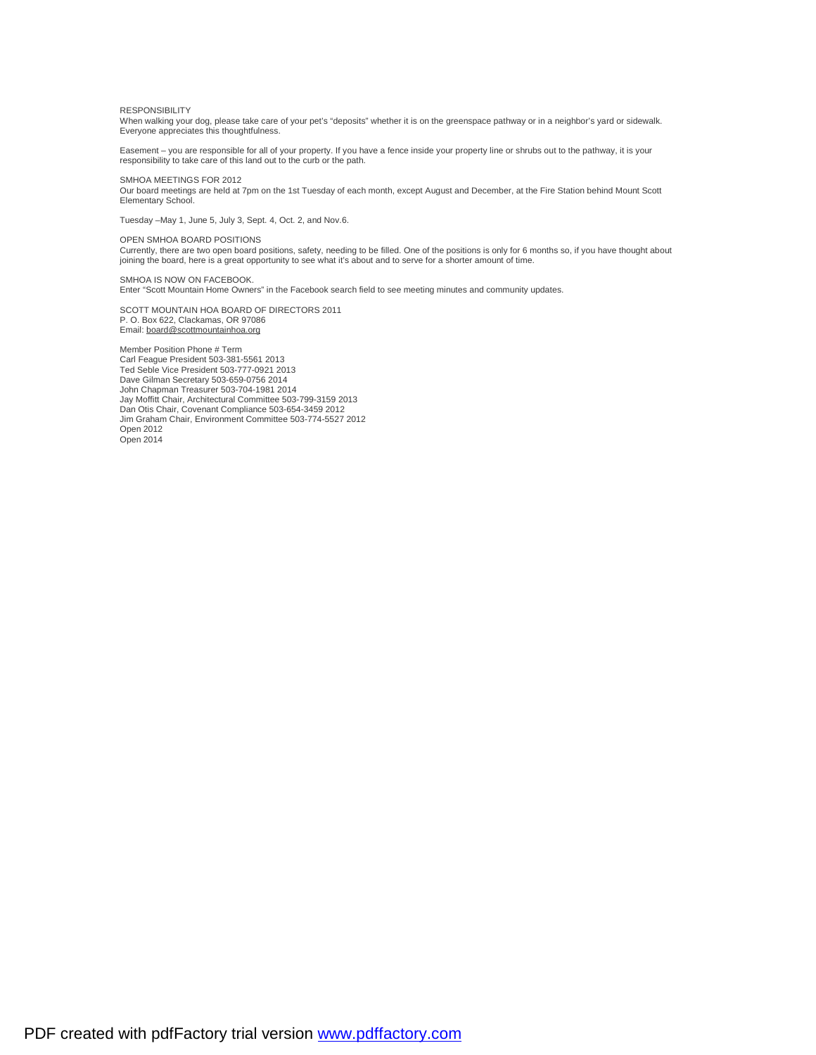RESPONSIBILITY

When walking your dog, please take care of your pet's "deposits" whether it is on the greenspace pathway or in a neighbor's yard or sidewalk. Everyone appreciates this thoughtfulness.

Easement – you are responsible for all of your property. If you have a fence inside your property line or shrubs out to the pathway, it is your responsibility to take care of this land out to the curb or the path.

SMHOA MEETINGS FOR 2012

Our board meetings are held at 7pm on the 1st Tuesday of each month, except August and December, at the Fire Station behind Mount Scott Elementary School.

Tuesday –May 1, June 5, July 3, Sept. 4, Oct. 2, and Nov.6.

OPEN SMHOA BOARD POSITIONS

Currently, there are two open board positions, safety, needing to be filled. One of the positions is only for 6 months so, if you have thought about joining the board, here is a great opportunity to see what it's about and to serve for a shorter amount of time.

SMHOA IS NOW ON FACEBOOK.

Enter "Scott Mountain Home Owners" in the Facebook search field to see meeting minutes and community updates.

SCOTT MOUNTAIN HOA BOARD OF DIRECTORS 2011
P. O. Box 622, Clackamas, OR 97086
Email: board@scottmountainhoa.org

Member Position Phone # Term
Carl Feague President 503-381-5561 2013
Ted Seble Vice President 503-777-0921 2013
Dave Gilman Secretary 503-659-0756 2014
John Chapman Treasurer 503-704-1981 2014
Jay Moffitt Chair, Architectural Committee 503-799-3159 2013
Dan Otis Chair, Covenant Compliance 503-654-3459 2012
Jim Graham Chair, Environment Committee 503-774-5527 2012
Open 2012
Open 2014